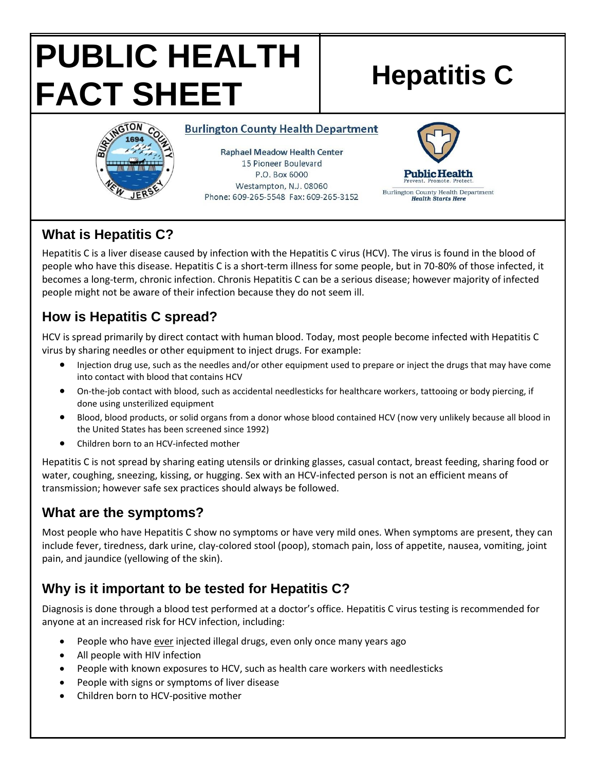# PUBLIC HEALTH FACT SHEET

# Hepatitis C

**Burlington County Health Department**

Raphael Meadow Health Center
15 Pioneer Boulevard
P.O. Box 6000
Westampton, N.J. 08060
Phone: 609-265-5548 Fax: 609-265-3152

Public Health
Prevent. Promote. Protect.
Burlington County Health Department
*Health Starts Here*

## What is Hepatitis C?

Hepatitis C is a liver disease caused by infection with the Hepatitis C virus (HCV). The virus is found in the blood of people who have this disease. Hepatitis C is a short-term illness for some people, but in 70-80% of those infected, it becomes a long-term, chronic infection. Chronis Hepatitis C can be a serious disease; however majority of infected people might not be aware of their infection because they do not seem ill.

## How is Hepatitis C spread?

HCV is spread primarily by direct contact with human blood. Today, most people become infected with Hepatitis C virus by sharing needles or other equipment to inject drugs. For example:

- Injection drug use, such as the needles and/or other equipment used to prepare or inject the drugs that may have come into contact with blood that contains HCV
- On-the-job contact with blood, such as accidental needlesticks for healthcare workers, tattooing or body piercing, if done using unsterilized equipment
- Blood, blood products, or solid organs from a donor whose blood contained HCV (now very unlikely because all blood in the United States has been screened since 1992)
- Children born to an HCV-infected mother

Hepatitis C is not spread by sharing eating utensils or drinking glasses, casual contact, breast feeding, sharing food or water, coughing, sneezing, kissing, or hugging. Sex with an HCV-infected person is not an efficient means of transmission; however safe sex practices should always be followed.

## What are the symptoms?

Most people who have Hepatitis C show no symptoms or have very mild ones. When symptoms are present, they can include fever, tiredness, dark urine, clay-colored stool (poop), stomach pain, loss of appetite, nausea, vomiting, joint pain, and jaundice (yellowing of the skin).

## Why is it important to be tested for Hepatitis C?

Diagnosis is done through a blood test performed at a doctor's office. Hepatitis C virus testing is recommended for anyone at an increased risk for HCV infection, including:

- People who have ever injected illegal drugs, even only once many years ago
- All people with HIV infection
- People with known exposures to HCV, such as health care workers with needlesticks
- People with signs or symptoms of liver disease
- Children born to HCV-positive mother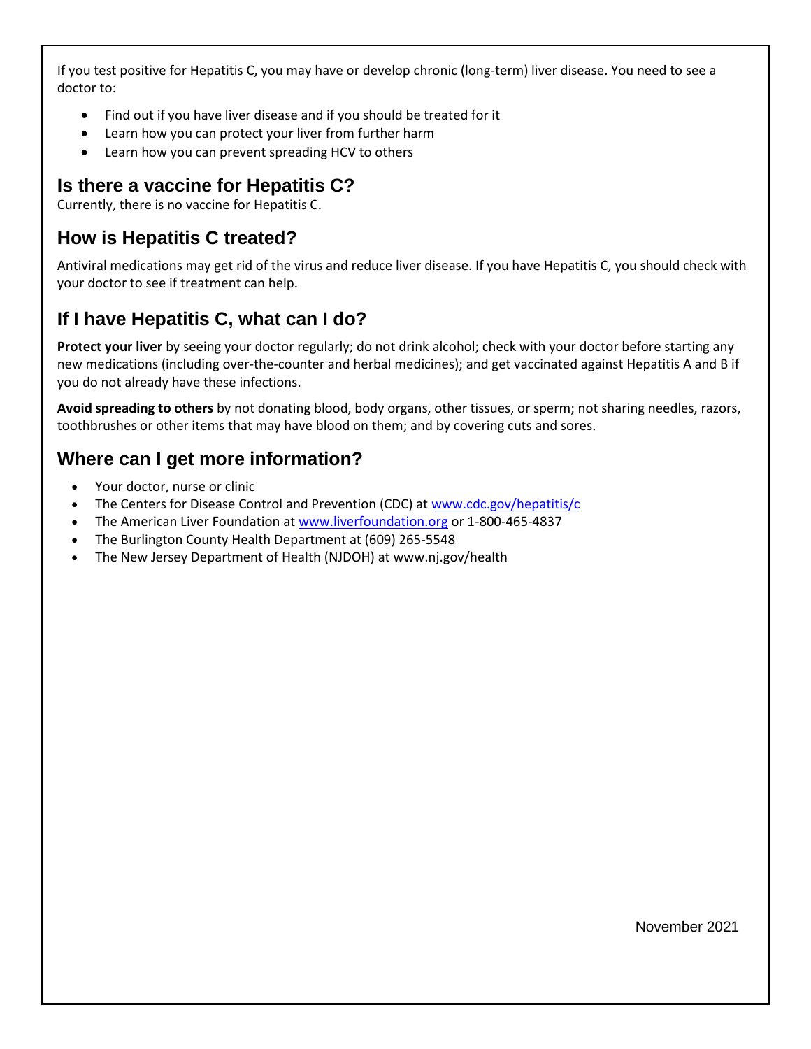If you test positive for Hepatitis C, you may have or develop chronic (long-term) liver disease. You need to see a doctor to:

- Find out if you have liver disease and if you should be treated for it
- Learn how you can protect your liver from further harm
- Learn how you can prevent spreading HCV to others

## Is there a vaccine for Hepatitis C?

Currently, there is no vaccine for Hepatitis C.

## How is Hepatitis C treated?

Antiviral medications may get rid of the virus and reduce liver disease. If you have Hepatitis C, you should check with your doctor to see if treatment can help.

## If I have Hepatitis C, what can I do?

**Protect your liver** by seeing your doctor regularly; do not drink alcohol; check with your doctor before starting any new medications (including over-the-counter and herbal medicines); and get vaccinated against Hepatitis A and B if you do not already have these infections.

**Avoid spreading to others** by not donating blood, body organs, other tissues, or sperm; not sharing needles, razors, toothbrushes or other items that may have blood on them; and by covering cuts and sores.

## Where can I get more information?

- Your doctor, nurse or clinic
- The Centers for Disease Control and Prevention (CDC) at [www.cdc.gov/hepatitis/c](http://www.cdc.gov/hepatitis/c)
- The American Liver Foundation at [www.liverfoundation.org](http://www.liverfoundation.org) or 1-800-465-4837
- The Burlington County Health Department at (609) 265-5548
- The New Jersey Department of Health (NJDOH) at www.nj.gov/health

November 2021